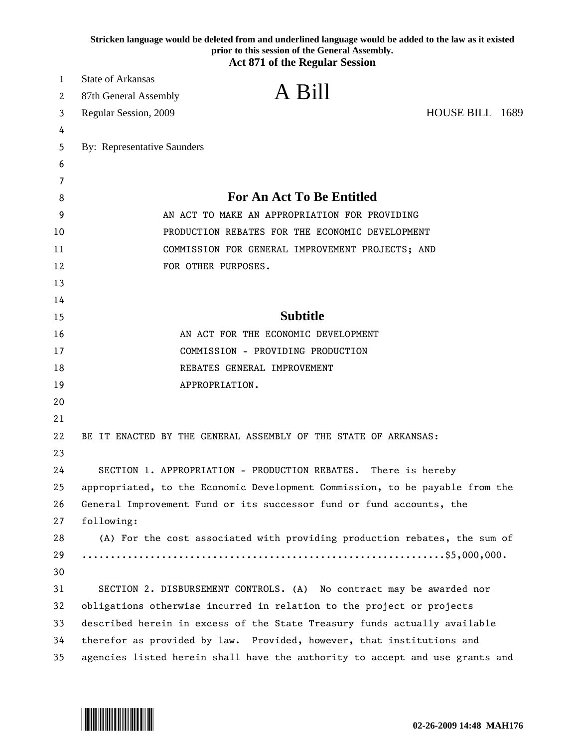**Stricken language would be deleted from and underlined language would be added to the law as it existed prior to this session of the General Assembly.**

**Act 871 of the Regular Session**

State of Arkansas
87th General Assembly
Regular Session, 2009

# A Bill

HOUSE BILL 1689

By: Representative Saunders

## For An Act To Be Entitled

AN ACT TO MAKE AN APPROPRIATION FOR PROVIDING PRODUCTION REBATES FOR THE ECONOMIC DEVELOPMENT COMMISSION FOR GENERAL IMPROVEMENT PROJECTS; AND FOR OTHER PURPOSES.

## Subtitle

AN ACT FOR THE ECONOMIC DEVELOPMENT COMMISSION - PROVIDING PRODUCTION REBATES GENERAL IMPROVEMENT APPROPRIATION.

BE IT ENACTED BY THE GENERAL ASSEMBLY OF THE STATE OF ARKANSAS:

SECTION 1. APPROPRIATION - PRODUCTION REBATES. There is hereby appropriated, to the Economic Development Commission, to be payable from the General Improvement Fund or its successor fund or fund accounts, the following:

(A) For the cost associated with providing production rebates, the sum of ...............................................................$5,000,000.

SECTION 2. DISBURSEMENT CONTROLS. (A) No contract may be awarded nor obligations otherwise incurred in relation to the project or projects described herein in excess of the State Treasury funds actually available therefor as provided by law. Provided, however, that institutions and agencies listed herein shall have the authority to accept and use grants and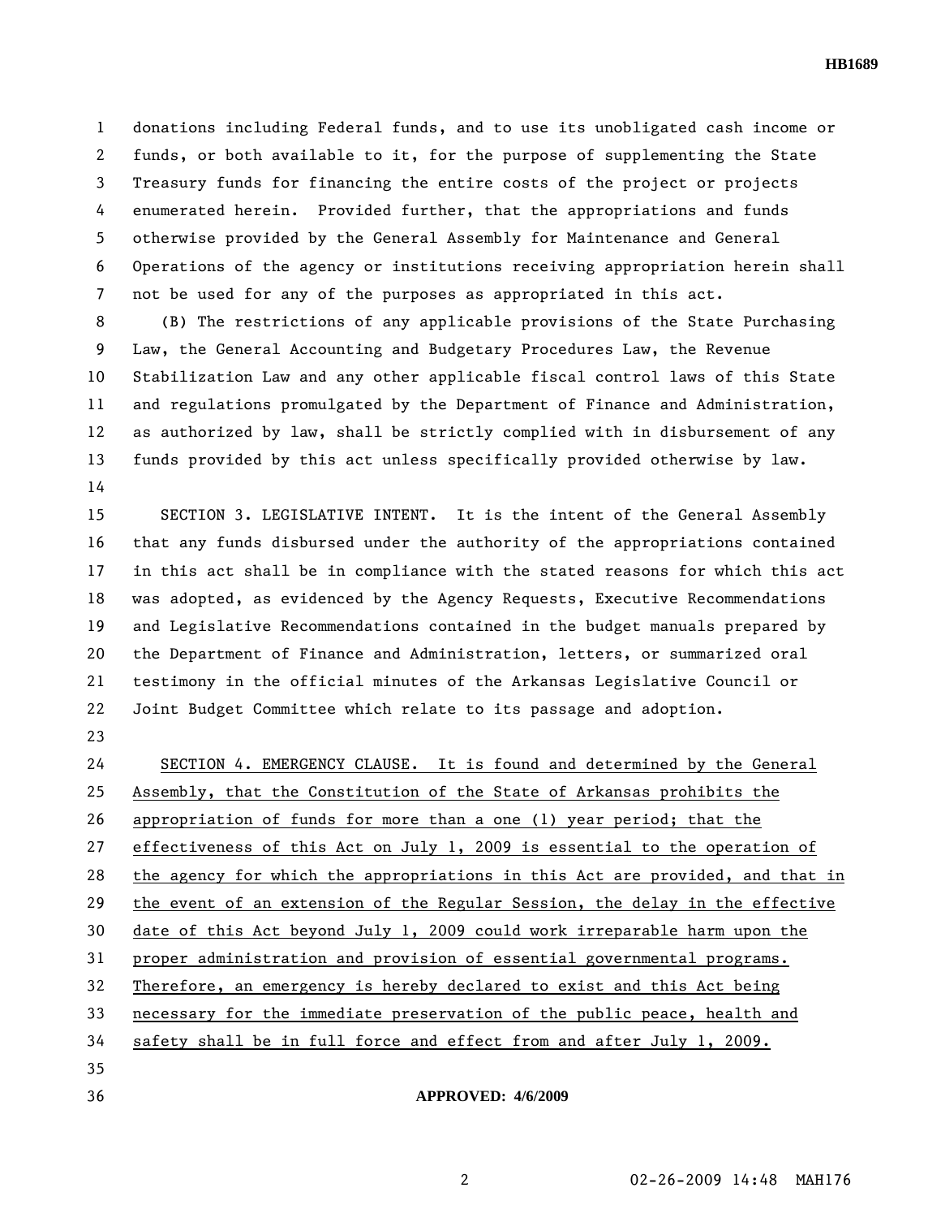donations including Federal funds, and to use its unobligated cash income or funds, or both available to it, for the purpose of supplementing the State Treasury funds for financing the entire costs of the project or projects enumerated herein. Provided further, that the appropriations and funds otherwise provided by the General Assembly for Maintenance and General Operations of the agency or institutions receiving appropriation herein shall not be used for any of the purposes as appropriated in this act.

(B) The restrictions of any applicable provisions of the State Purchasing Law, the General Accounting and Budgetary Procedures Law, the Revenue Stabilization Law and any other applicable fiscal control laws of this State and regulations promulgated by the Department of Finance and Administration, as authorized by law, shall be strictly complied with in disbursement of any funds provided by this act unless specifically provided otherwise by law.

SECTION 3. LEGISLATIVE INTENT. It is the intent of the General Assembly that any funds disbursed under the authority of the appropriations contained in this act shall be in compliance with the stated reasons for which this act was adopted, as evidenced by the Agency Requests, Executive Recommendations and Legislative Recommendations contained in the budget manuals prepared by the Department of Finance and Administration, letters, or summarized oral testimony in the official minutes of the Arkansas Legislative Council or Joint Budget Committee which relate to its passage and adoption.

SECTION 4. EMERGENCY CLAUSE. It is found and determined by the General Assembly, that the Constitution of the State of Arkansas prohibits the appropriation of funds for more than a one (1) year period; that the effectiveness of this Act on July 1, 2009 is essential to the operation of the agency for which the appropriations in this Act are provided, and that in the event of an extension of the Regular Session, the delay in the effective date of this Act beyond July 1, 2009 could work irreparable harm upon the proper administration and provision of essential governmental programs. Therefore, an emergency is hereby declared to exist and this Act being necessary for the immediate preservation of the public peace, health and safety shall be in full force and effect from and after July 1, 2009.

**APPROVED: 4/6/2009**